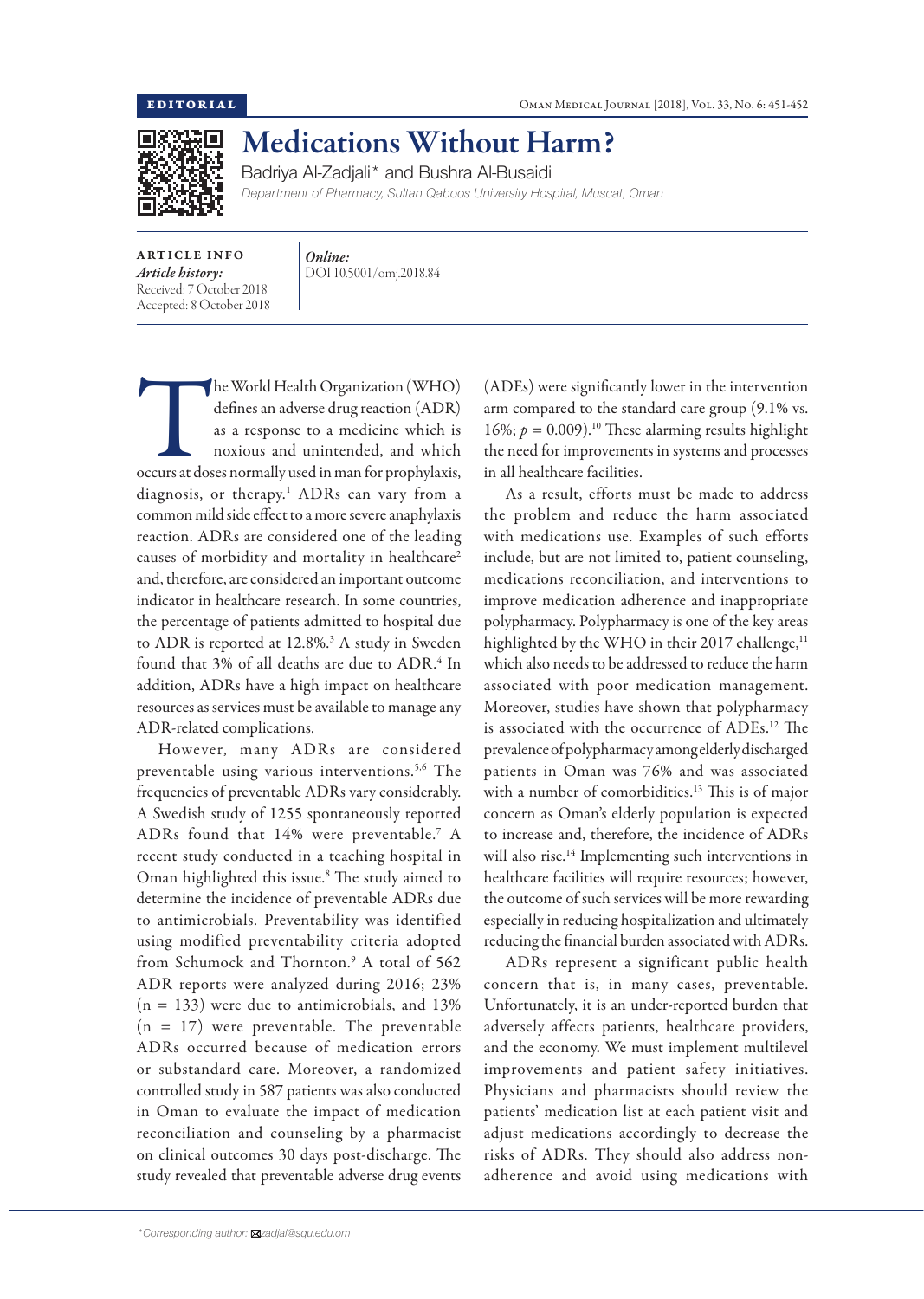EDITORIAL

# Medications Without Harm?

Badriya Al-Zadjali* and Bushra Al-Busaidi

*Department of Pharmacy, Sultan Qaboos University Hospital, Muscat, Oman*

ARTICLE INFO

*Article history:*
Received: 7 October 2018
Accepted: 8 October 2018

*Online:*
DOI 10.5001/omj.2018.84

The World Health Organization (WHO) defines an adverse drug reaction (ADR) as a response to a medicine which is noxious and unintended, and which occurs at doses normally used in man for prophylaxis, diagnosis, or therapy.[1] ADRs can vary from a common mild side effect to a more severe anaphylaxis reaction. ADRs are considered one of the leading causes of morbidity and mortality in healthcare[2] and, therefore, are considered an important outcome indicator in healthcare research. In some countries, the percentage of patients admitted to hospital due to ADR is reported at 12.8%.[3] A study in Sweden found that 3% of all deaths are due to ADR.[4] In addition, ADRs have a high impact on healthcare resources as services must be available to manage any ADR-related complications.

However, many ADRs are considered preventable using various interventions.[5,6] The frequencies of preventable ADRs vary considerably. A Swedish study of 1255 spontaneously reported ADRs found that 14% were preventable.[7] A recent study conducted in a teaching hospital in Oman highlighted this issue.[8] The study aimed to determine the incidence of preventable ADRs due to antimicrobials. Preventability was identified using modified preventability criteria adopted from Schumock and Thornton.[9] A total of 562 ADR reports were analyzed during 2016; 23% (n = 133) were due to antimicrobials, and 13% (n = 17) were preventable. The preventable ADRs occurred because of medication errors or substandard care. Moreover, a randomized controlled study in 587 patients was also conducted in Oman to evaluate the impact of medication reconciliation and counseling by a pharmacist on clinical outcomes 30 days post-discharge. The study revealed that preventable adverse drug events (ADEs) were significantly lower in the intervention arm compared to the standard care group (9.1% vs. 16%; $p = 0.009$).[10] These alarming results highlight the need for improvements in systems and processes in all healthcare facilities.

As a result, efforts must be made to address the problem and reduce the harm associated with medications use. Examples of such efforts include, but are not limited to, patient counseling, medications reconciliation, and interventions to improve medication adherence and inappropriate polypharmacy. Polypharmacy is one of the key areas highlighted by the WHO in their 2017 challenge,[11] which also needs to be addressed to reduce the harm associated with poor medication management. Moreover, studies have shown that polypharmacy is associated with the occurrence of ADEs.[12] The prevalence of polypharmacy among elderly discharged patients in Oman was 76% and was associated with a number of comorbidities.[13] This is of major concern as Oman's elderly population is expected to increase and, therefore, the incidence of ADRs will also rise.[14] Implementing such interventions in healthcare facilities will require resources; however, the outcome of such services will be more rewarding especially in reducing hospitalization and ultimately reducing the financial burden associated with ADRs.

ADRs represent a significant public health concern that is, in many cases, preventable. Unfortunately, it is an under-reported burden that adversely affects patients, healthcare providers, and the economy. We must implement multilevel improvements and patient safety initiatives. Physicians and pharmacists should review the patients' medication list at each patient visit and adjust medications accordingly to decrease the risks of ADRs. They should also address non-adherence and avoid using medications with

*Corresponding author: zadjal@squ.edu.om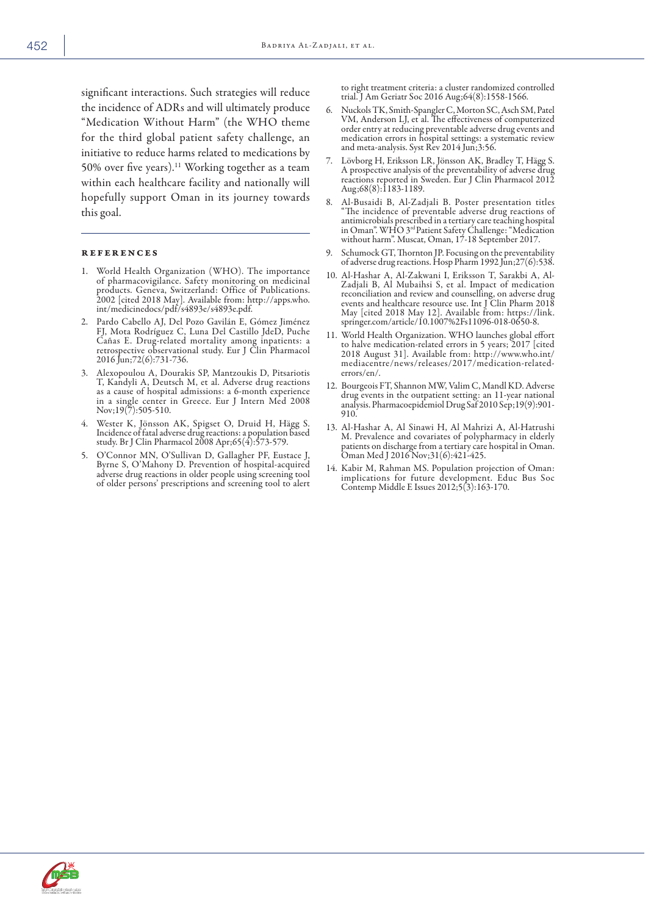significant interactions. Such strategies will reduce the incidence of ADRs and will ultimately produce "Medication Without Harm" (the WHO theme for the third global patient safety challenge, an initiative to reduce harms related to medications by 50% over five years).[11] Working together as a team within each healthcare facility and nationally will hopefully support Oman in its journey towards this goal.

## References

1. World Health Organization (WHO). The importance of pharmacovigilance. Safety monitoring on medicinal products. Geneva, Switzerland: Office of Publications. 2002 [cited 2018 May]. Available from: http://apps.who.int/medicinedocs/pdf/s4893e/s4893e.pdf.
2. Pardo Cabello AJ, Del Pozo Gavilán E, Gómez Jiménez FJ, Mota Rodríguez C, Luna Del Castillo JdeD, Puche Cañas E. Drug-related mortality among inpatients: a retrospective observational study. Eur J Clin Pharmacol 2016 Jun;72(6):731-736.
3. Alexopoulou A, Dourakis SP, Mantzoukis D, Pitsariotis T, Kandyli A, Deutsch M, et al. Adverse drug reactions as a cause of hospital admissions: a 6-month experience in a single center in Greece. Eur J Intern Med 2008 Nov;19(7):505-510.
4. Wester K, Jönsson AK, Spigset O, Druid H, Hägg S. Incidence of fatal adverse drug reactions: a population based study. Br J Clin Pharmacol 2008 Apr;65(4):573-579.
5. O'Connor MN, O'Sullivan D, Gallagher PF, Eustace J, Byrne S, O'Mahony D. Prevention of hospital-acquired adverse drug reactions in older people using screening tool of older persons' prescriptions and screening tool to alert to right treatment criteria: a cluster randomized controlled trial. J Am Geriatr Soc 2016 Aug;64(8):1558-1566.
6. Nuckols TK, Smith-Spangler C, Morton SC, Asch SM, Patel VM, Anderson LJ, et al. The effectiveness of computerized order entry at reducing preventable adverse drug events and medication errors in hospital settings: a systematic review and meta-analysis. Syst Rev 2014 Jun;3:56.
7. Lövborg H, Eriksson LR, Jönsson AK, Bradley T, Hägg S. A prospective analysis of the preventability of adverse drug reactions reported in Sweden. Eur J Clin Pharmacol 2012 Aug;68(8):1183-1189.
8. Al-Busaidi B, Al-Zadjali B. Poster presentation titles "The incidence of preventable adverse drug reactions of antimicrobials prescribed in a tertiary care teaching hospital in Oman". WHO 3rd Patient Safety Challenge: "Medication without harm". Muscat, Oman, 17-18 September 2017.
9. Schumock GT, Thornton JP. Focusing on the preventability of adverse drug reactions. Hosp Pharm 1992 Jun;27(6):538.
10. Al-Hashar A, Al-Zakwani I, Eriksson T, Sarakbi A, Al-Zadjali B, Al Mubaihsi S, et al. Impact of medication reconciliation and review and counselling, on adverse drug events and healthcare resource use. Int J Clin Pharm 2018 May [cited 2018 May 12]. Available from: https://link.springer.com/article/10.1007%2Fs11096-018-0650-8.
11. World Health Organization. WHO launches global effort to halve medication-related errors in 5 years; 2017 [cited 2018 August 31]. Available from: http://www.who.int/mediacentre/news/releases/2017/medication-related-errors/en/.
12. Bourgeois FT, Shannon MW, Valim C, Mandl KD. Adverse drug events in the outpatient setting: an 11-year national analysis. Pharmacoepidemiol Drug Saf 2010 Sep;19(9):901-910.
13. Al-Hashar A, Al Sinawi H, Al Mahrizi A, Al-Hatrushi M. Prevalence and covariates of polypharmacy in elderly patients on discharge from a tertiary care hospital in Oman. Oman Med J 2016 Nov;31(6):421-425.
14. Kabir M, Rahman MS. Population projection of Oman: implications for future development. Educ Bus Soc Contemp Middle E Issues 2012;5(3):163-170.